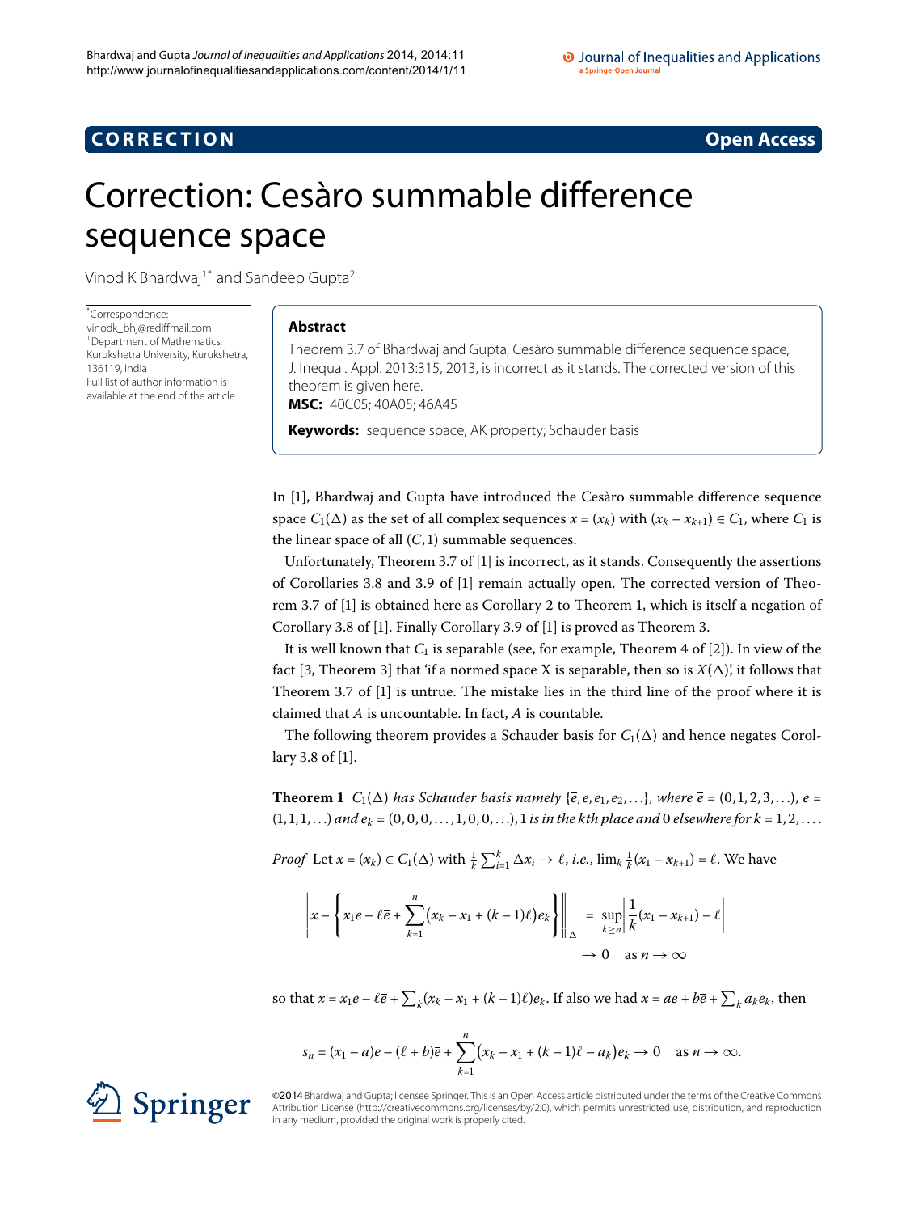**CORRECTION** **Open Access**

# Correction: Cesàro summable difference sequence space

Vinod K Bhardwaj[1*] and Sandeep Gupta[2]

*Correspondence: vinodk_bhj@rediffmail.com
[1] Department of Mathematics, Kurukshetra University, Kurukshetra, 136119, India
Full list of author information is available at the end of the article

## Abstract

Theorem 3.7 of Bhardwaj and Gupta, Cesàro summable difference sequence space, J. Inequal. Appl. 2013:315, 2013, is incorrect as it stands. The corrected version of this theorem is given here.

**MSC:** 40C05; 40A05; 46A45

**Keywords:** sequence space; AK property; Schauder basis

In [1], Bhardwaj and Gupta have introduced the Cesàro summable difference sequence space $C_1(\Delta)$ as the set of all complex sequences $x = (x_k)$ with $(x_k - x_{k+1}) \in C_1$, where $C_1$ is the linear space of all $(C, 1)$ summable sequences.

Unfortunately, Theorem 3.7 of [1] is incorrect, as it stands. Consequently the assertions of Corollaries 3.8 and 3.9 of [1] remain actually open. The corrected version of Theorem 3.7 of [1] is obtained here as Corollary 2 to Theorem 1, which is itself a negation of Corollary 3.8 of [1]. Finally Corollary 3.9 of [1] is proved as Theorem 3.

It is well known that $C_1$ is separable (see, for example, Theorem 4 of [2]). In view of the fact [3, Theorem 3] that 'if a normed space X is separable, then so is $X(\Delta)$', it follows that Theorem 3.7 of [1] is untrue. The mistake lies in the third line of the proof where it is claimed that $A$ is uncountable. In fact, $A$ is countable.

The following theorem provides a Schauder basis for $C_1(\Delta)$ and hence negates Corollary 3.8 of [1].

**Theorem 1** *$C_1(\Delta)$ has Schauder basis namely $\{\bar{e}, e, e_1, e_2, \ldots\}$, where $\bar{e} = (0, 1, 2, 3, \ldots)$, $e = (1, 1, 1, \ldots)$ and $e_k = (0, 0, 0, \ldots, 1, 0, 0, \ldots)$, 1 is in the kth place and 0 elsewhere for $k = 1, 2, \ldots$.*

*Proof* Let $x = (x_k) \in C_1(\Delta)$ with $\frac{1}{k}\sum_{i=1}^{k} \Delta x_i \to \ell$, *i.e.*, $\lim_k \frac{1}{k}(x_1 - x_{k+1}) = \ell$. We have

$$\left\| x - \left\{ x_1 e - \ell \bar{e} + \sum_{k=1}^{n} \bigl(x_k - x_1 + (k-1)\ell\bigr) e_k \right\} \right\|_{\Delta} = \sup_{k \geq n} \left| \frac{1}{k}(x_1 - x_{k+1}) - \ell \right|$$

$$\to 0 \quad \text{as } n \to \infty$$

so that $x = x_1 e - \ell \bar{e} + \sum_k (x_k - x_1 + (k-1)\ell) e_k$. If also we had $x = ae + b\bar{e} + \sum_k a_k e_k$, then

$$s_n = (x_1 - a)e - (\ell + b)\bar{e} + \sum_{k=1}^{n} \bigl(x_k - x_1 + (k-1)\ell - a_k\bigr) e_k \to 0 \quad \text{as } n \to \infty.$$

©2014 Bhardwaj and Gupta; licensee Springer. This is an Open Access article distributed under the terms of the Creative Commons Attribution License (http://creativecommons.org/licenses/by/2.0), which permits unrestricted use, distribution, and reproduction in any medium, provided the original work is properly cited.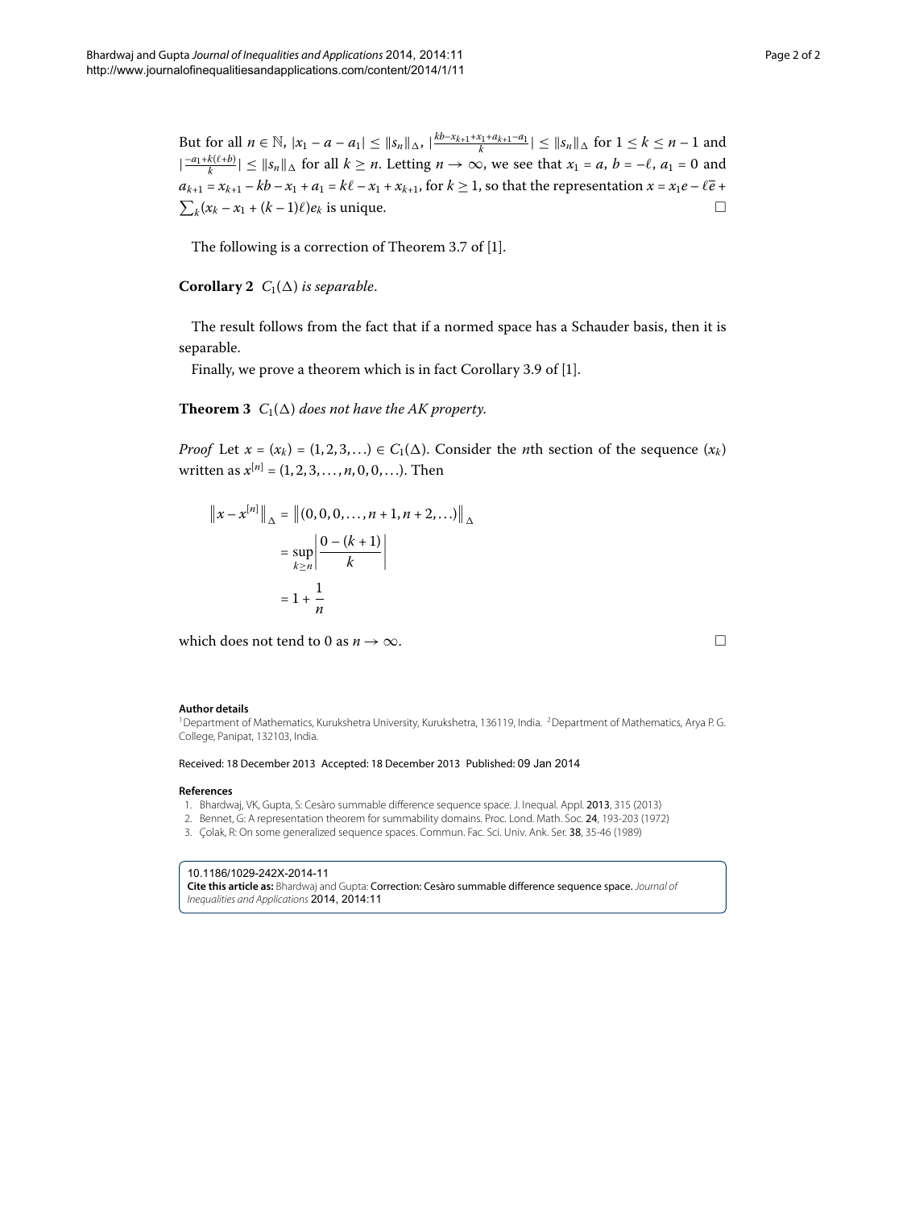But for all $n \in \mathbb{N}$, $|x_1 - a - a_1| \leq \|s_n\|_\Delta$, $|\frac{kb - x_{k+1} + x_1 + a_{k+1} - a_1}{k}| \leq \|s_n\|_\Delta$ for $1 \leq k \leq n-1$ and $|\frac{-a_1 + k(\ell + b)}{k}| \leq \|s_n\|_\Delta$ for all $k \geq n$. Letting $n \to \infty$, we see that $x_1 = a$, $b = -\ell$, $a_1 = 0$ and $a_{k+1} = x_{k+1} - kb - x_1 + a_1 = k\ell - x_1 + x_{k+1}$, for $k \geq 1$, so that the representation $x = x_1 e - \ell \overline{e} + \sum_k (x_k - x_1 + (k-1)\ell) e_k$ is unique. □

The following is a correction of Theorem 3.7 of [1].

**Corollary 2** *$C_1(\Delta)$ is separable.*

The result follows from the fact that if a normed space has a Schauder basis, then it is separable.

Finally, we prove a theorem which is in fact Corollary 3.9 of [1].

**Theorem 3** *$C_1(\Delta)$ does not have the AK property.*

*Proof* Let $x = (x_k) = (1, 2, 3, \ldots) \in C_1(\Delta)$. Consider the $n$th section of the sequence $(x_k)$ written as $x^{[n]} = (1, 2, 3, \ldots, n, 0, 0, \ldots)$. Then

$$
\begin{aligned}
\|x - x^{[n]}\|_\Delta &= \|(0, 0, 0, \ldots, n+1, n+2, \ldots)\|_\Delta \\
&= \sup_{k \geq n} \left| \frac{0 - (k+1)}{k} \right| \\
&= 1 + \frac{1}{n}
\end{aligned}
$$

which does not tend to 0 as $n \to \infty$. □

**Author details**

[1]Department of Mathematics, Kurukshetra University, Kurukshetra, 136119, India. [2]Department of Mathematics, Arya P. G. College, Panipat, 132103, India.

Received: 18 December 2013 Accepted: 18 December 2013 Published: 09 Jan 2014

**References**

1. Bhardwaj, VK, Gupta, S: Cesàro summable difference sequence space. J. Inequal. Appl. **2013**, 315 (2013)
2. Bennet, G: A representation theorem for summability domains. Proc. Lond. Math. Soc. **24**, 193-203 (1972)
3. Çolak, R: On some generalized sequence spaces. Commun. Fac. Sci. Univ. Ank. Ser. **38**, 35-46 (1989)

10.1186/1029-242X-2014-11

**Cite this article as:** Bhardwaj and Gupta: Correction: Cesàro summable difference sequence space. *Journal of Inequalities and Applications* 2014, 2014:11